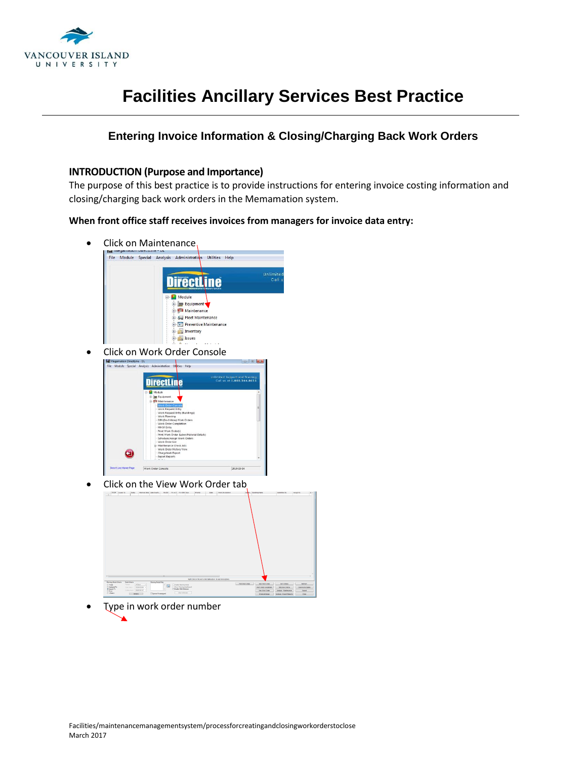# Facilities Ancillary Services Best Practice

## Entering Invoice Information & Closing/Charging Back Work Orders

### INTRODUCTION (Purpose and Importance)

The purpose of this best practice is to provide instructions for entering invoice costing information and closing/charging back work orders in the Memamation system.

**When front office staff receives invoices from managers for invoice data entry:**

- Click on Maintenance
- Click on Work Order Console
- Click on the View Work Order tab
- Type in work order number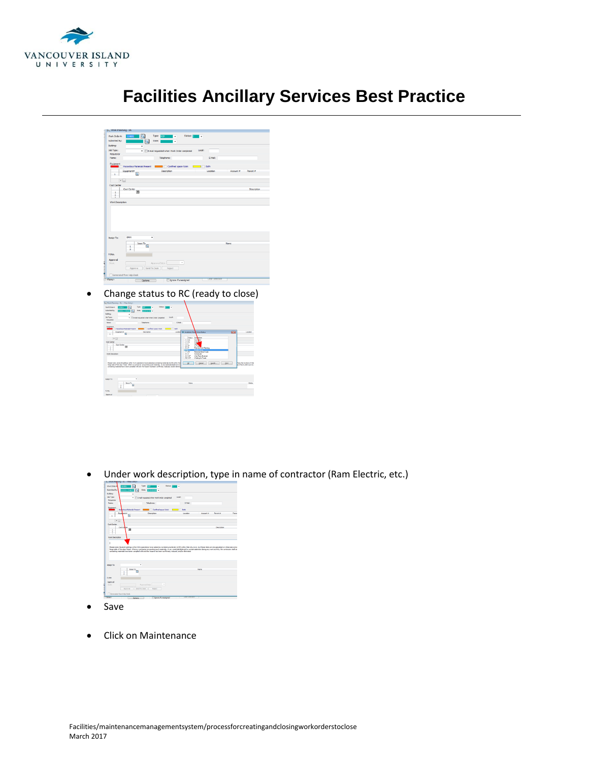# Facilities Ancillary Services Best Practice

- Change status to RC (ready to close)

- Under work description, type in name of contractor (Ram Electric, etc.)

- Save

- Click on Maintenance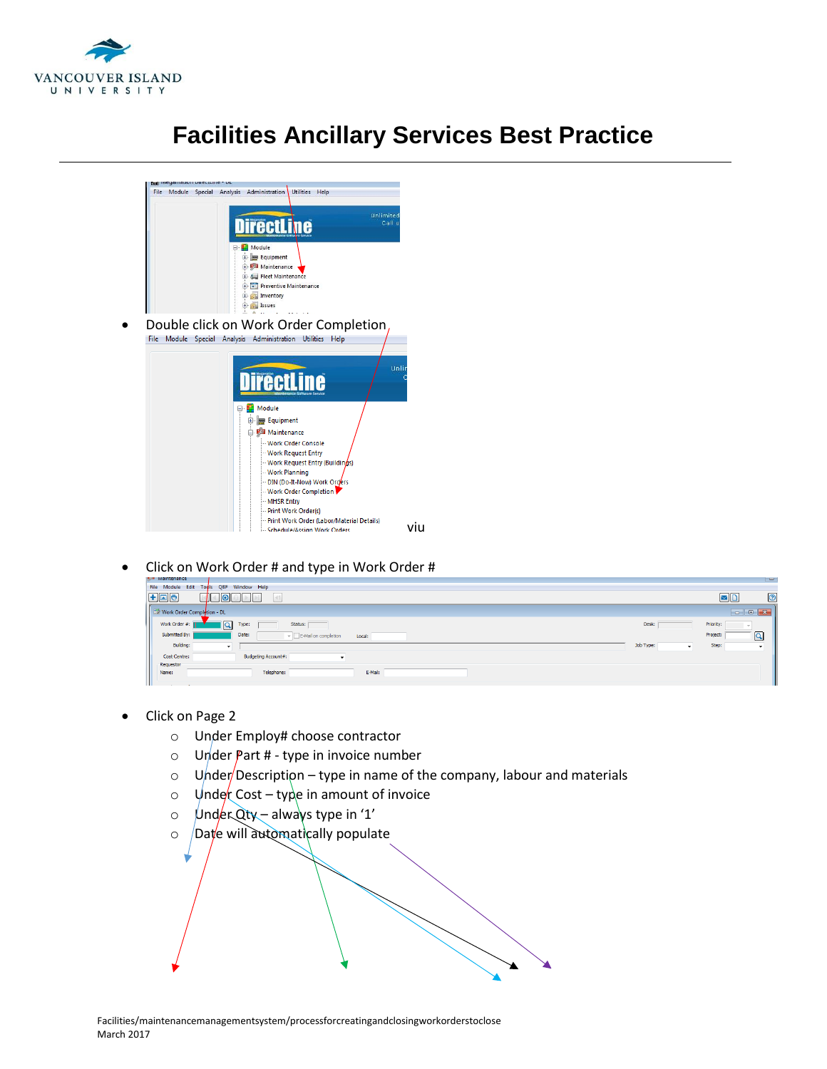# Facilities Ancillary Services Best Practice

- Double click on Work Order Completion

viu

- Click on Work Order # and type in Work Order #

- Click on Page 2
  - Under Employ# choose contractor
  - Under Part # - type in invoice number
  - Under Description – type in name of the company, labour and materials
  - Under Cost – type in amount of invoice
  - Under Qty – always type in '1'
  - Date will automatically populate

Facilities/maintenancemanagementsystem/processforcreatingandclosingworkorderstoclose
March 2017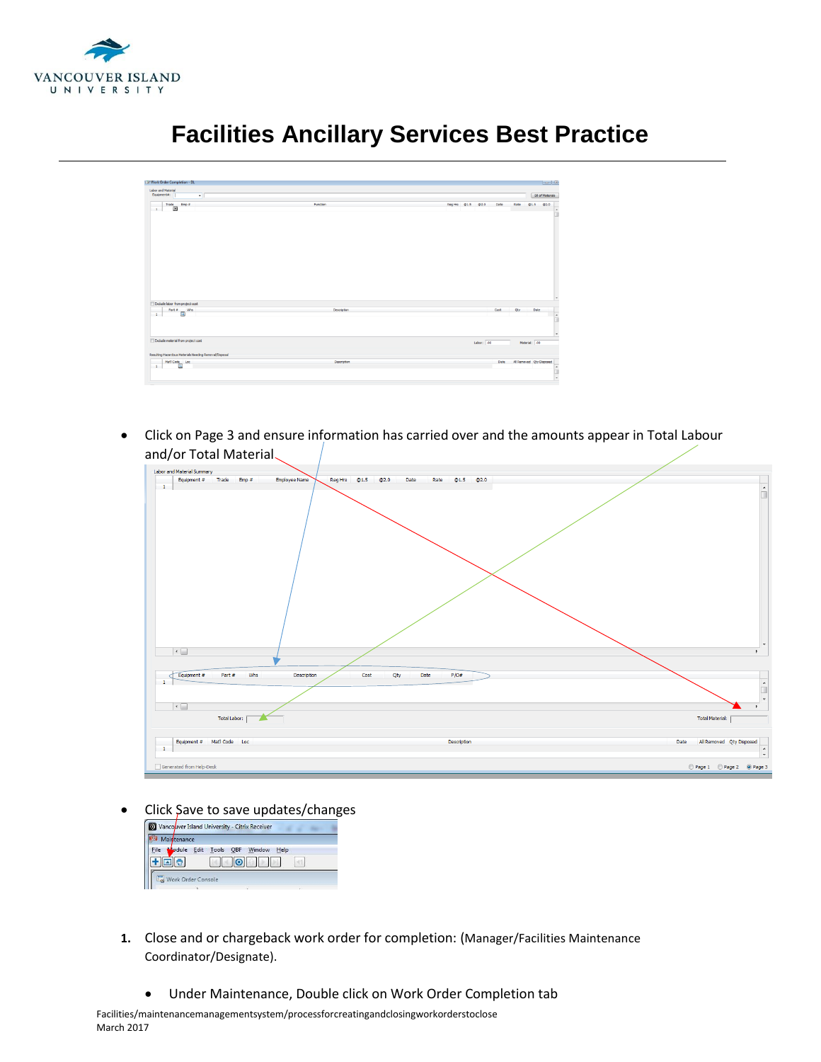# Facilities Ancillary Services Best Practice

- Click on Page 3 and ensure information has carried over and the amounts appear in Total Labour and/or Total Material

- Click Save to save updates/changes

1. Close and or chargeback work order for completion: (Manager/Facilities Maintenance Coordinator/Designate).

   - Under Maintenance, Double click on Work Order Completion tab

Facilities/maintenancemanagementsystem/processforcreatingandclosingworkorderstoclose
March 2017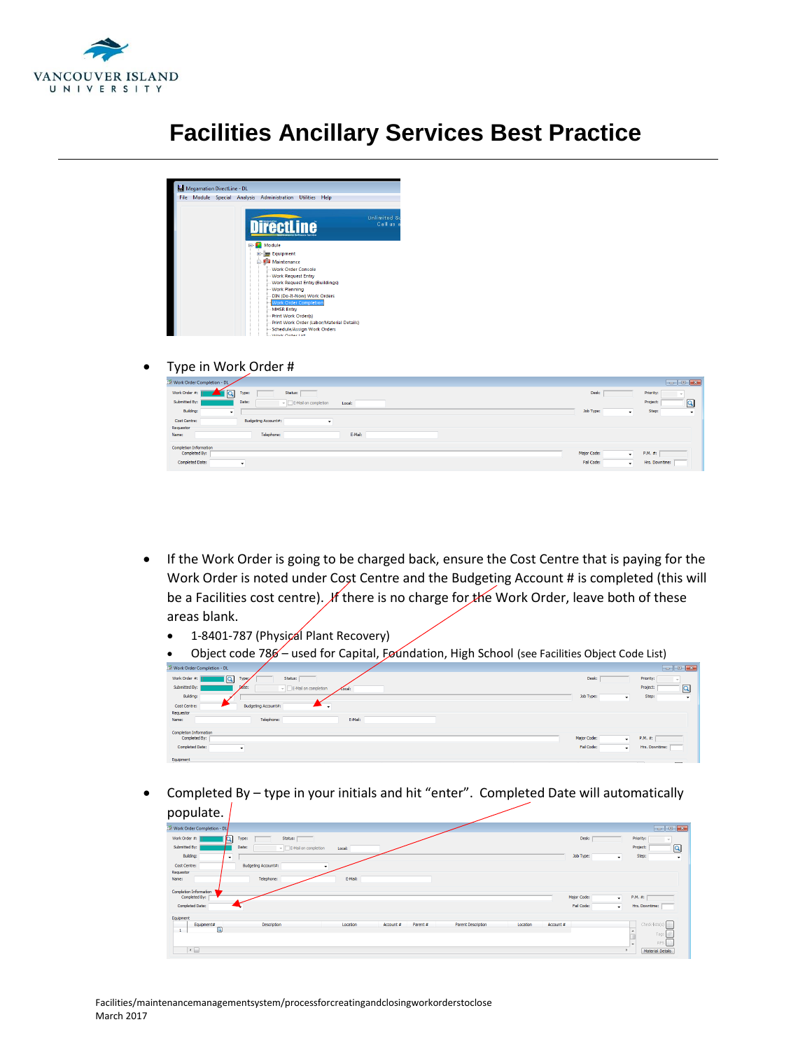# Facilities Ancillary Services Best Practice

- Type in Work Order #

- If the Work Order is going to be charged back, ensure the Cost Centre that is paying for the Work Order is noted under Cost Centre and the Budgeting Account # is completed (this will be a Facilities cost centre). If there is no charge for the Work Order, leave both of these areas blank.
  - 1-8401-787 (Physical Plant Recovery)
  - Object code 786 – used for Capital, Foundation, High School (see Facilities Object Code List)

- Completed By – type in your initials and hit "enter". Completed Date will automatically populate.

Facilities/maintenancemanagementsystem/processforcreatingandclosingworkorderstoclose
March 2017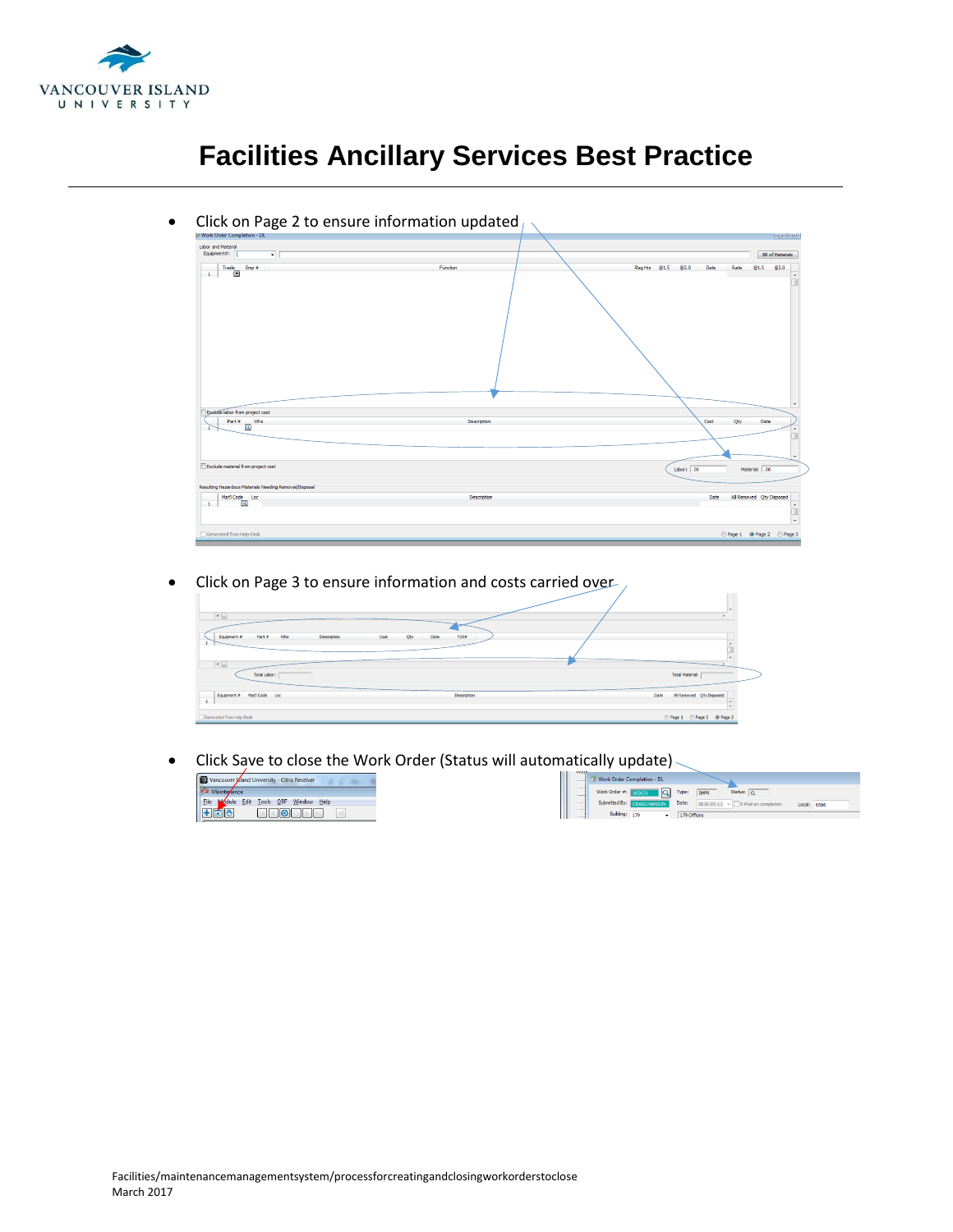# Facilities Ancillary Services Best Practice

- Click on Page 2 to ensure information updated
- Click on Page 3 to ensure information and costs carried over
- Click Save to close the Work Order (Status will automatically update)